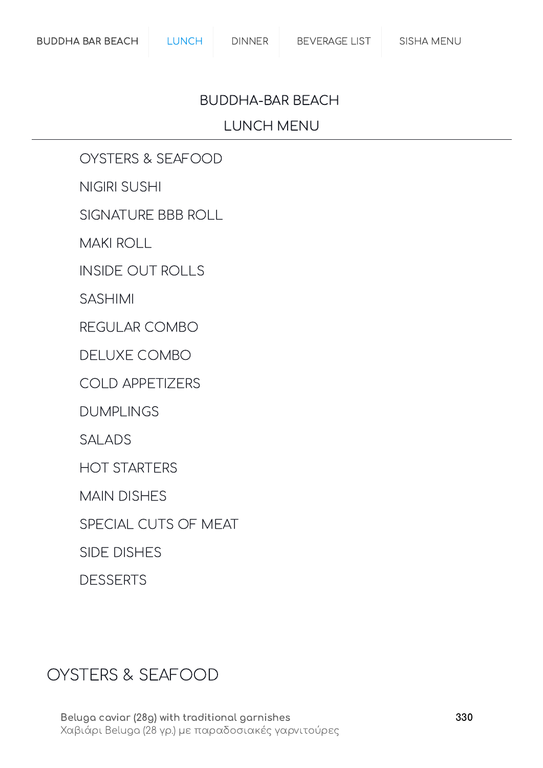BUDDHA BAR BEACH | LUNCH | DINNER | BEVERAGE LIST | SISHA MENU

# BUDDHA-BAR BEACH

## LUNCH MENU

- OYSTERS & SEAFOOD
- NIGIRI SUSHI
- SIGNATURE BBB ROLL
- MAKI ROLL
- INSIDE OUT ROLLS
- SASHIMI
- REGULAR COMBO
- DELUXE COMBO
- COLD APPETIZERS
- DUMPLINGS
- SALADS
- HOT STARTERS
- MAIN DISHES
- SPECIAL CUTS OF MEAT
- SIDE DISHES
- DESSERTS

## OYSTERS & SEAFOOD

**Beluga caviar (28g) with traditional garnishes** — 330
Χαβιάρι Beluga (28 γρ.) με παραδοσιακές γαρνιτούρες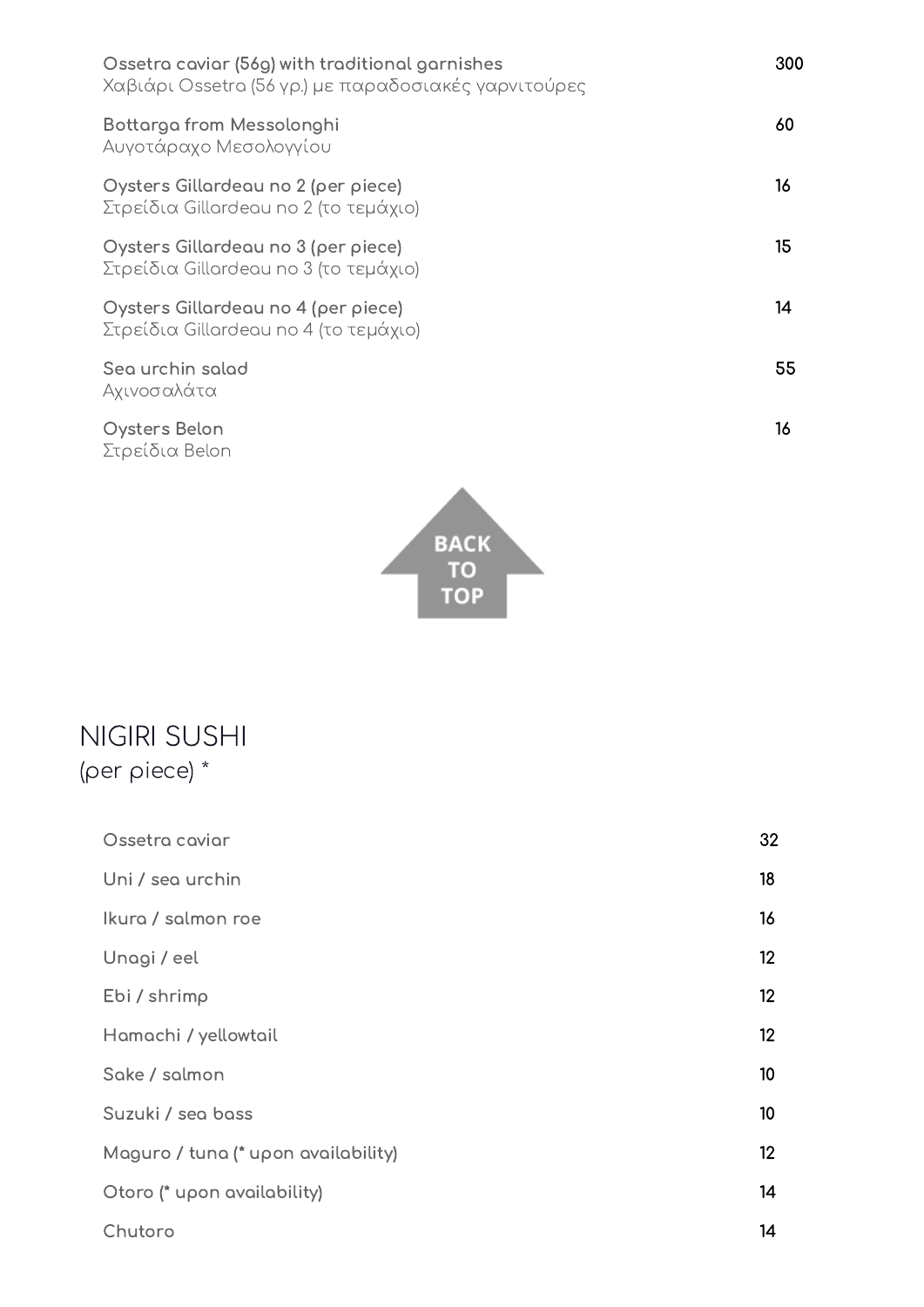| | |
|---|---|
| **Ossetra caviar (56g) with traditional garnishes**<br>Χαβιάρι Ossetra (56 γρ.) με παραδοσιακές γαρνιτούρες | 300 |
| **Bottarga from Messolonghi**<br>Αυγοτάραχο Μεσολογγίου | 60 |
| **Oysters Gillardeau no 2 (per piece)**<br>Στρείδια Gillardeau no 2 (το τεμάχιο) | 16 |
| **Oysters Gillardeau no 3 (per piece)**<br>Στρείδια Gillardeau no 3 (το τεμάχιο) | 15 |
| **Oysters Gillardeau no 4 (per piece)**<br>Στρείδια Gillardeau no 4 (το τεμάχιο) | 14 |
| **Sea urchin salad**<br>Αχινοσαλάτα | 55 |
| **Oysters Belon**<br>Στρείδια Belon | 16 |

BACK TO TOP

## NIGIRI SUSHI
(per piece) *

| | |
|---|---|
| **Ossetra caviar** | 32 |
| **Uni / sea urchin** | 18 |
| **Ikura / salmon roe** | 16 |
| **Unagi / eel** | 12 |
| **Ebi / shrimp** | 12 |
| **Hamachi / yellowtail** | 12 |
| **Sake / salmon** | 10 |
| **Suzuki / sea bass** | 10 |
| **Maguro / tuna (* upon availability)** | 12 |
| **Otoro (* upon availability)** | 14 |
| **Chutoro** | 14 |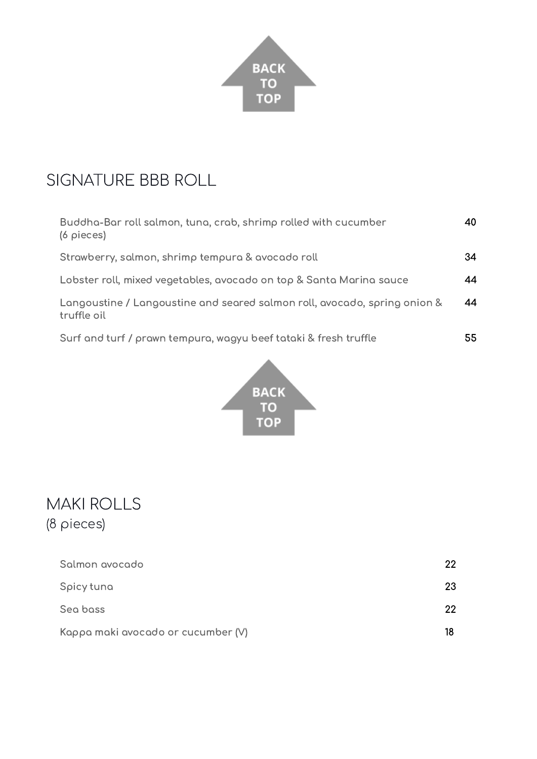BACK TO TOP

## SIGNATURE BBB ROLL

| | |
|---|---|
| Buddha-Bar roll salmon, tuna, crab, shrimp rolled with cucumber (6 pieces) | 40 |
| Strawberry, salmon, shrimp tempura & avocado roll | 34 |
| Lobster roll, mixed vegetables, avocado on top & Santa Marina sauce | 44 |
| Langoustine / Langoustine and seared salmon roll, avocado, spring onion & truffle oil | 44 |
| Surf and turf / prawn tempura, wagyu beef tataki & fresh truffle | 55 |

BACK TO TOP

## MAKI ROLLS
(8 pieces)

| | |
|---|---|
| Salmon avocado | 22 |
| Spicy tuna | 23 |
| Sea bass | 22 |
| Kappa maki avocado or cucumber (V) | 18 |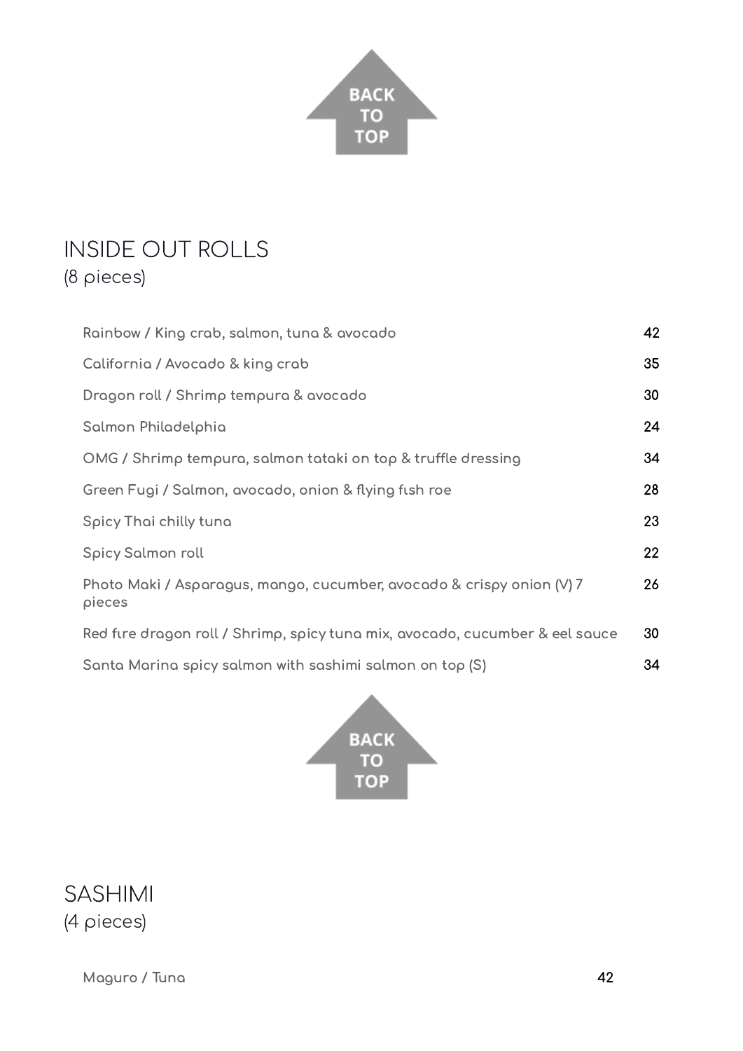## INSIDE OUT ROLLS
(8 pieces)

| | |
|---|---|
| Rainbow / King crab, salmon, tuna & avocado | 42 |
| California / Avocado & king crab | 35 |
| Dragon roll / Shrimp tempura & avocado | 30 |
| Salmon Philadelphia | 24 |
| OMG / Shrimp tempura, salmon tataki on top & truffle dressing | 34 |
| Green Fugi / Salmon, avocado, onion & flying fish roe | 28 |
| Spicy Thai chilly tuna | 23 |
| Spicy Salmon roll | 22 |
| Photo Maki / Asparagus, mango, cucumber, avocado & crispy onion (V) 7 pieces | 26 |
| Red fire dragon roll / Shrimp, spicy tuna mix, avocado, cucumber & eel sauce | 30 |
| Santa Marina spicy salmon with sashimi salmon on top (S) | 34 |

## SASHIMI
(4 pieces)

| | |
|---|---|
| Maguro / Tuna | 42 |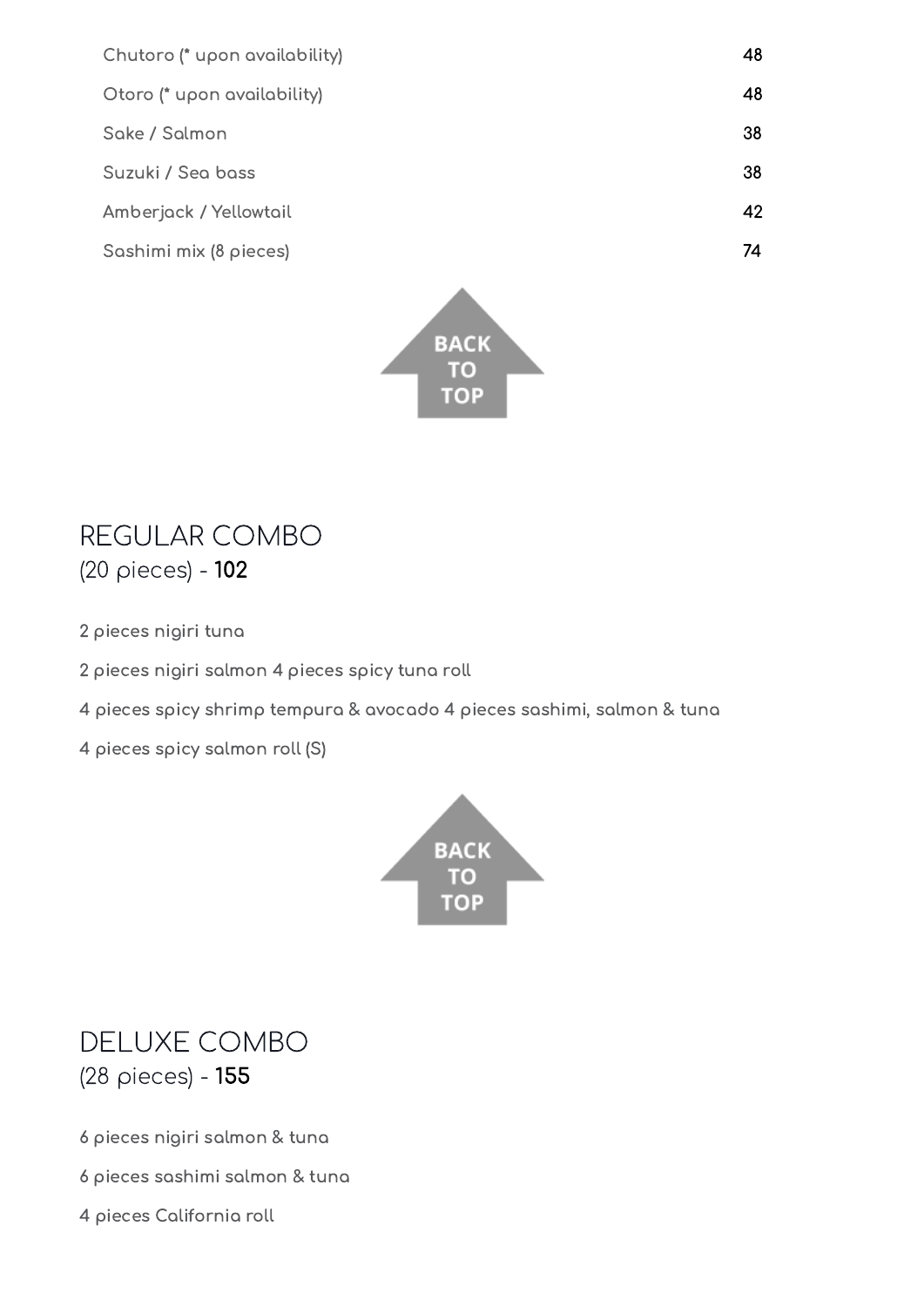| | |
|---|---|
| Chutoro (* upon availability) | 48 |
| Otoro (* upon availability) | 48 |
| Sake / Salmon | 38 |
| Suzuki / Sea bass | 38 |
| Amberjack / Yellowtail | 42 |
| Sashimi mix (8 pieces) | 74 |

BACK TO TOP

## REGULAR COMBO

(20 pieces) - **102**

2 pieces nigiri tuna

2 pieces nigiri salmon 4 pieces spicy tuna roll

4 pieces spicy shrimp tempura & avocado 4 pieces sashimi, salmon & tuna

4 pieces spicy salmon roll (S)

BACK TO TOP

## DELUXE COMBO

(28 pieces) - **155**

6 pieces nigiri salmon & tuna

6 pieces sashimi salmon & tuna

4 pieces California roll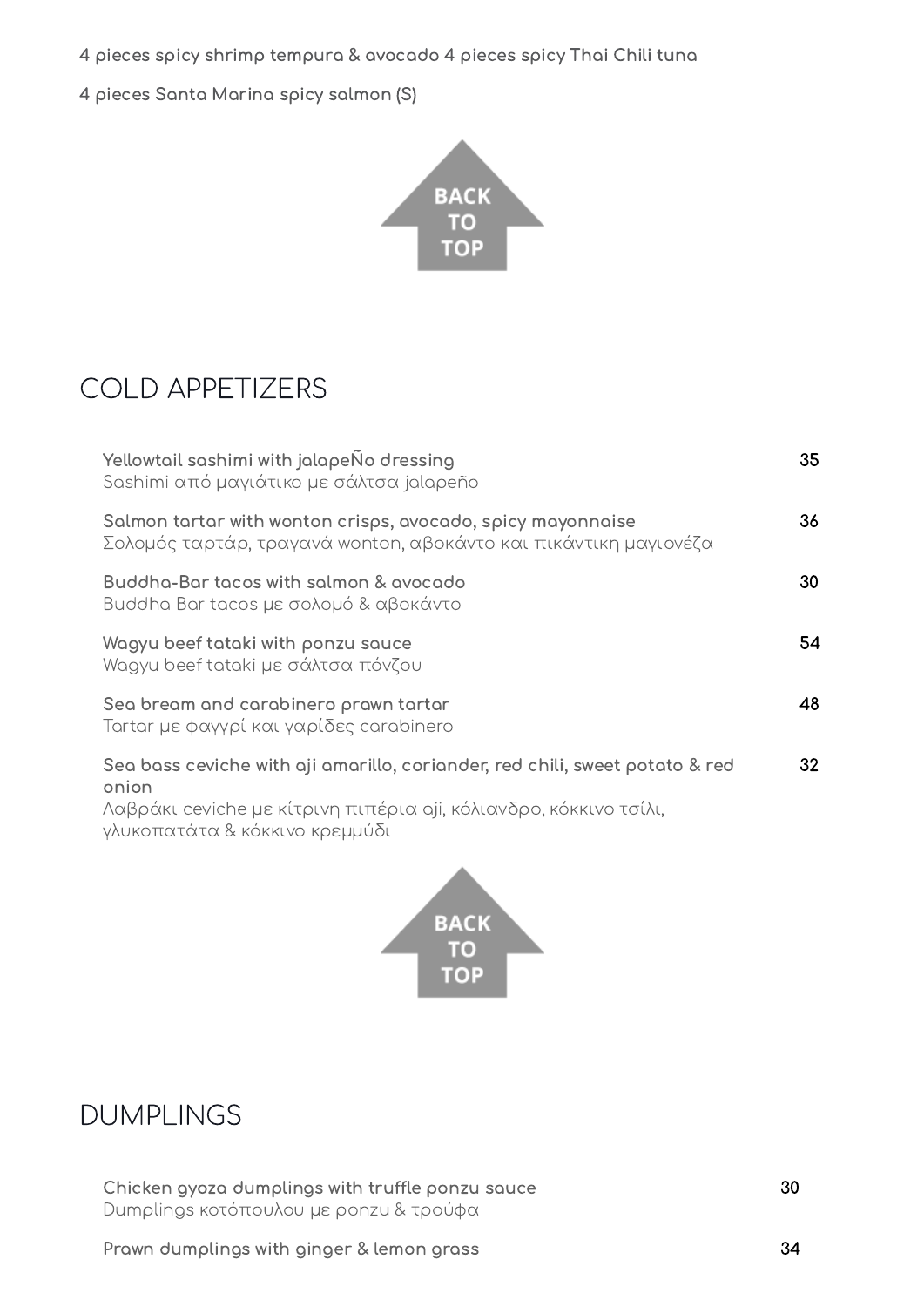**4 pieces spicy shrimp tempura & avocado 4 pieces spicy Thai Chili tuna**

**4 pieces Santa Marina spicy salmon (S)**

BACK TO TOP

## COLD APPETIZERS

| | |
|---|---|
| **Yellowtail sashimi with jalapeÑo dressing**<br>Sashimi από μαγιάτικο με σάλτσα jalapeño | 35 |
| **Salmon tartar with wonton crisps, avocado, spicy mayonnaise**<br>Σολομός ταρτάρ, τραγανά wonton, αβοκάντο και πικάντικη μαγιονέζα | 36 |
| **Buddha-Bar tacos with salmon & avocado**<br>Buddha Bar tacos με σολομό & αβοκάντο | 30 |
| **Wagyu beef tataki with ponzu sauce**<br>Wagyu beef tataki με σάλτσα πόνζου | 54 |
| **Sea bream and carabinero prawn tartar**<br>Tartar με φαγγρί και γαρίδες carabinero | 48 |
| **Sea bass ceviche with aji amarillo, coriander, red chili, sweet potato & red onion**<br>Λαβράκι ceviche με κίτρινη πιπέρια aji, κόλιανδρο, κόκκινο τσίλι, γλυκοπατάτα & κόκκινο κρεμμύδι | 32 |

BACK TO TOP

## DUMPLINGS

| | |
|---|---|
| **Chicken gyoza dumplings with truffle ponzu sauce**<br>Dumplings κοτόπουλου με ponzu & τρούφα | 30 |
| **Prawn dumplings with ginger & lemon grass** | 34 |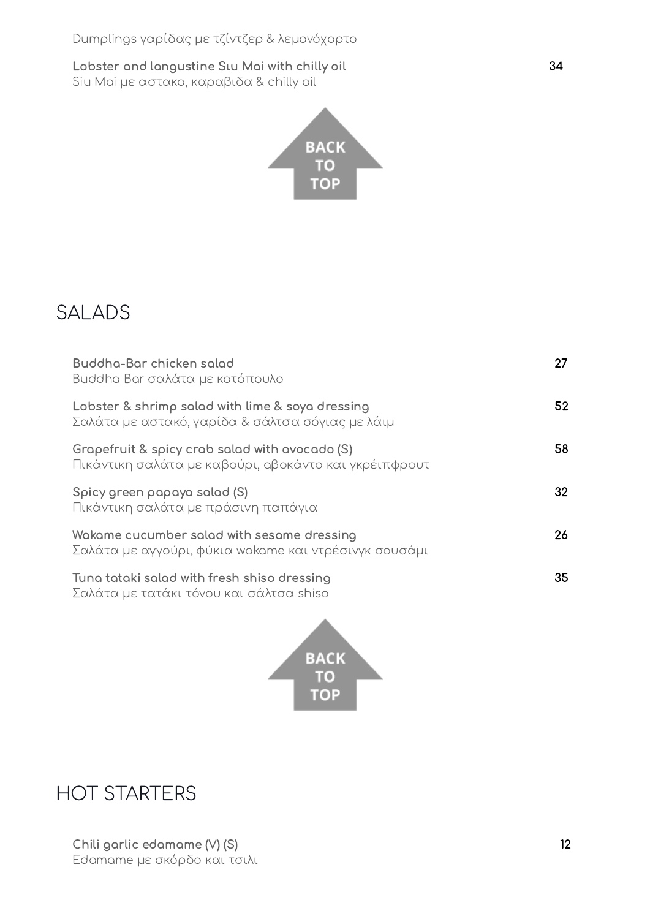Dumplings γαρίδας με τζίντζερ & λεμονόχορτο

**Lobster and langustine Sιu Mai with chilly oil** 34
Siu Mai με αστακο, καραβιδα & chilly oil

BACK TO TOP

## SALADS

**Buddha-Bar chicken salad** 27
Buddha Bar σαλάτα με κοτόπουλο

**Lobster & shrimp salad with lime & soya dressing** 52
Σαλάτα με αστακό, γαρίδα & σάλτσα σόγιας με λάιμ

**Grapefruit & spicy crab salad with avocado (S)** 58
Πικάντικη σαλάτα με καβούρι, αβοκάντο και γκρέιπφρουτ

**Spicy green papaya salad (S)** 32
Πικάντικη σαλάτα με πράσινη παπάγια

**Wakame cucumber salad with sesame dressing** 26
Σαλάτα με αγγούρι, φύκια wakame και ντρέσινγκ σουσάμι

**Tuna tataki salad with fresh shiso dressing** 35
Σαλάτα με τατάκι τόνου και σάλτσα shiso

BACK TO TOP

## HOT STARTERS

**Chili garlic edamame (V) (S)** 12
Edamame με σκόρδο και τσιλι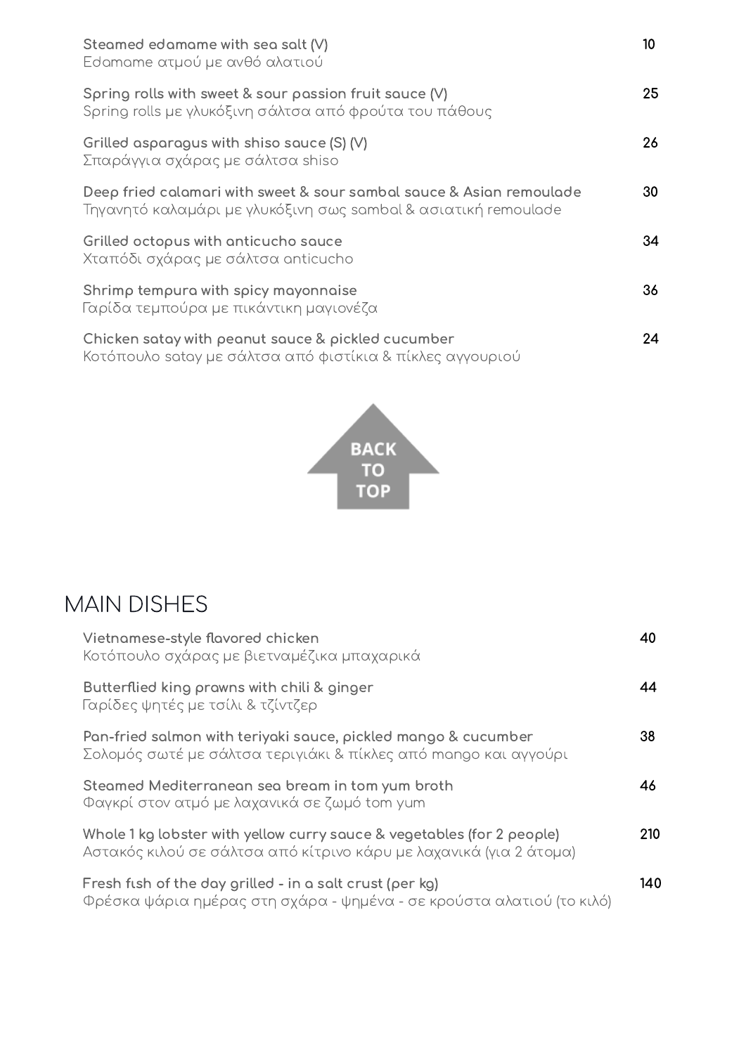**Steamed edamame with sea salt (V)** — 10
Edamame ατμού με ανθό αλατιού

**Spring rolls with sweet & sour passion fruit sauce (V)** — 25
Spring rolls με γλυκόξινη σάλτσα από φρούτα του πάθους

**Grilled asparagus with shiso sauce (S) (V)** — 26
Σπαράγγια σχάρας με σάλτσα shiso

**Deep fried calamari with sweet & sour sambal sauce & Asian remoulade** — 30
Τηγανητό καλαμάρι με γλυκόξινη σως sambal & ασιατική remoulade

**Grilled octopus with anticucho sauce** — 34
Χταπόδι σχάρας με σάλτσα anticucho

**Shrimp tempura with spicy mayonnaise** — 36
Γαρίδα τεμπούρα με πικάντικη μαγιονέζα

**Chicken satay with peanut sauce & pickled cucumber** — 24
Κοτόπουλο satay με σάλτσα από φιστίκια & πίκλες αγγουριού

BACK TO TOP

# MAIN DISHES

**Vietnamese-style flavored chicken** — 40
Κοτόπουλο σχάρας με βιετναμέζικα μπαχαρικά

**Butterflied king prawns with chili & ginger** — 44
Γαρίδες ψητές με τσίλι & τζίντζερ

**Pan-fried salmon with teriyaki sauce, pickled mango & cucumber** — 38
Σολομός σωτέ με σάλτσα τεριγιάκι & πίκλες από mango και αγγούρι

**Steamed Mediterranean sea bream in tom yum broth** — 46
Φαγκρί στον ατμό με λαχανικά σε ζωμό tom yum

**Whole 1 kg lobster with yellow curry sauce & vegetables (for 2 people)** — 210
Αστακός κιλού σε σάλτσα από κίτρινο κάρυ με λαχανικά (για 2 άτομα)

**Fresh fish of the day grilled - in a salt crust (per kg)** — 140
Φρέσκα ψάρια ημέρας στη σχάρα - ψημένα - σε κρούστα αλατιού (το κιλό)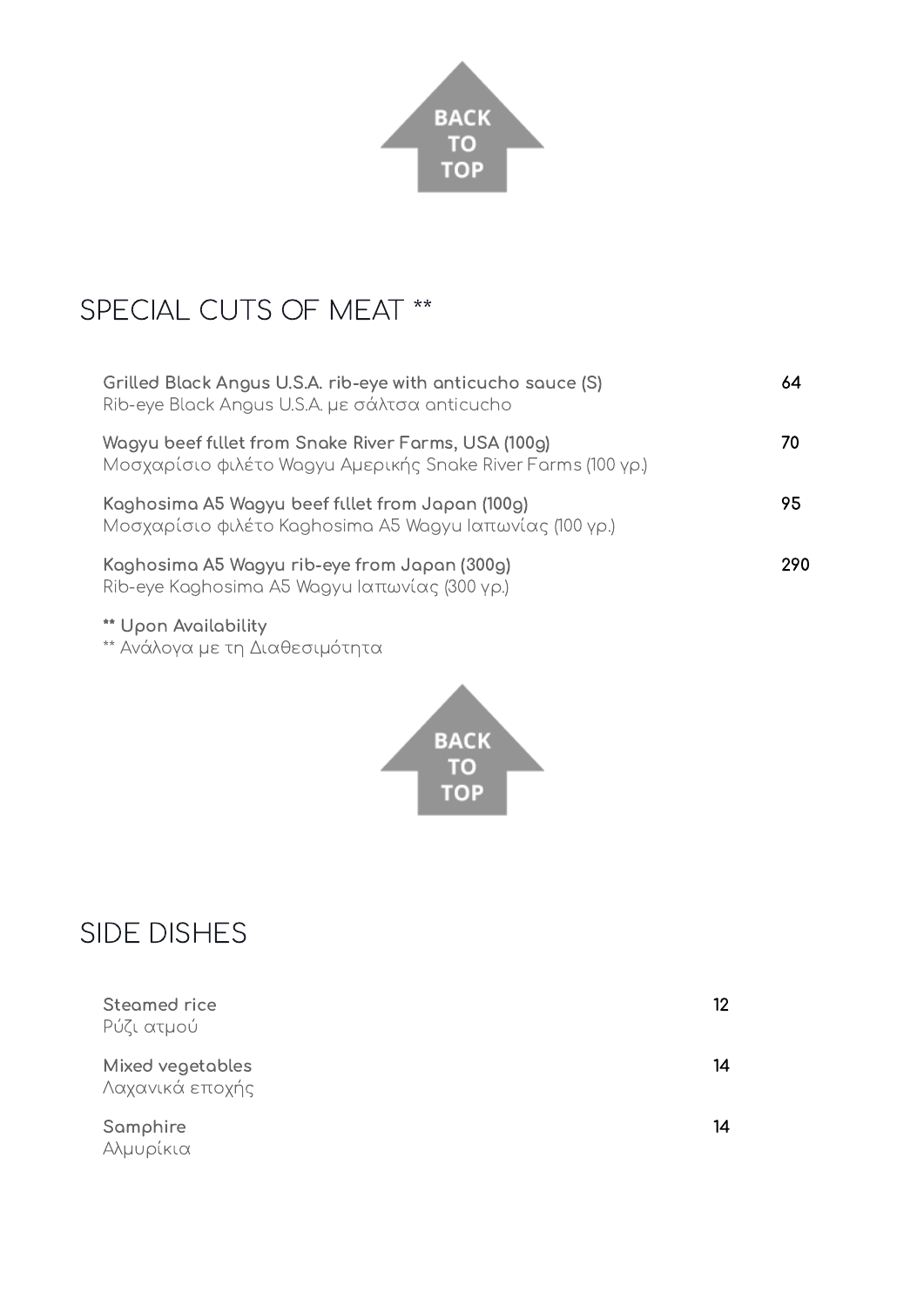## SPECIAL CUTS OF MEAT **

| | |
|---|---|
| **Grilled Black Angus U.S.A. rib-eye with anticucho sauce (S)**<br>Rib-eye Black Angus U.S.A. με σάλτσα anticucho | 64 |
| **Wagyu beef fillet from Snake River Farms, USA (100g)**<br>Μοσχαρίσιο φιλέτο Wagyu Αμερικής Snake River Farms (100 γρ.) | 70 |
| **Kaghosima A5 Wagyu beef fillet from Japan (100g)**<br>Μοσχαρίσιο φιλέτο Kaghosima A5 Wagyu Ιαπωνίας (100 γρ.) | 95 |
| **Kaghosima A5 Wagyu rib-eye from Japan (300g)**<br>Rib-eye Kaghosima A5 Wagyu Ιαπωνίας (300 γρ.) | 290 |

**** Upon Availability**
** Ανάλογα με τη Διαθεσιμότητα

## SIDE DISHES

| | |
|---|---|
| **Steamed rice**<br>Ρύζι ατμού | 12 |
| **Mixed vegetables**<br>Λαχανικά εποχής | 14 |
| **Samphire**<br>Αλμυρίκια | 14 |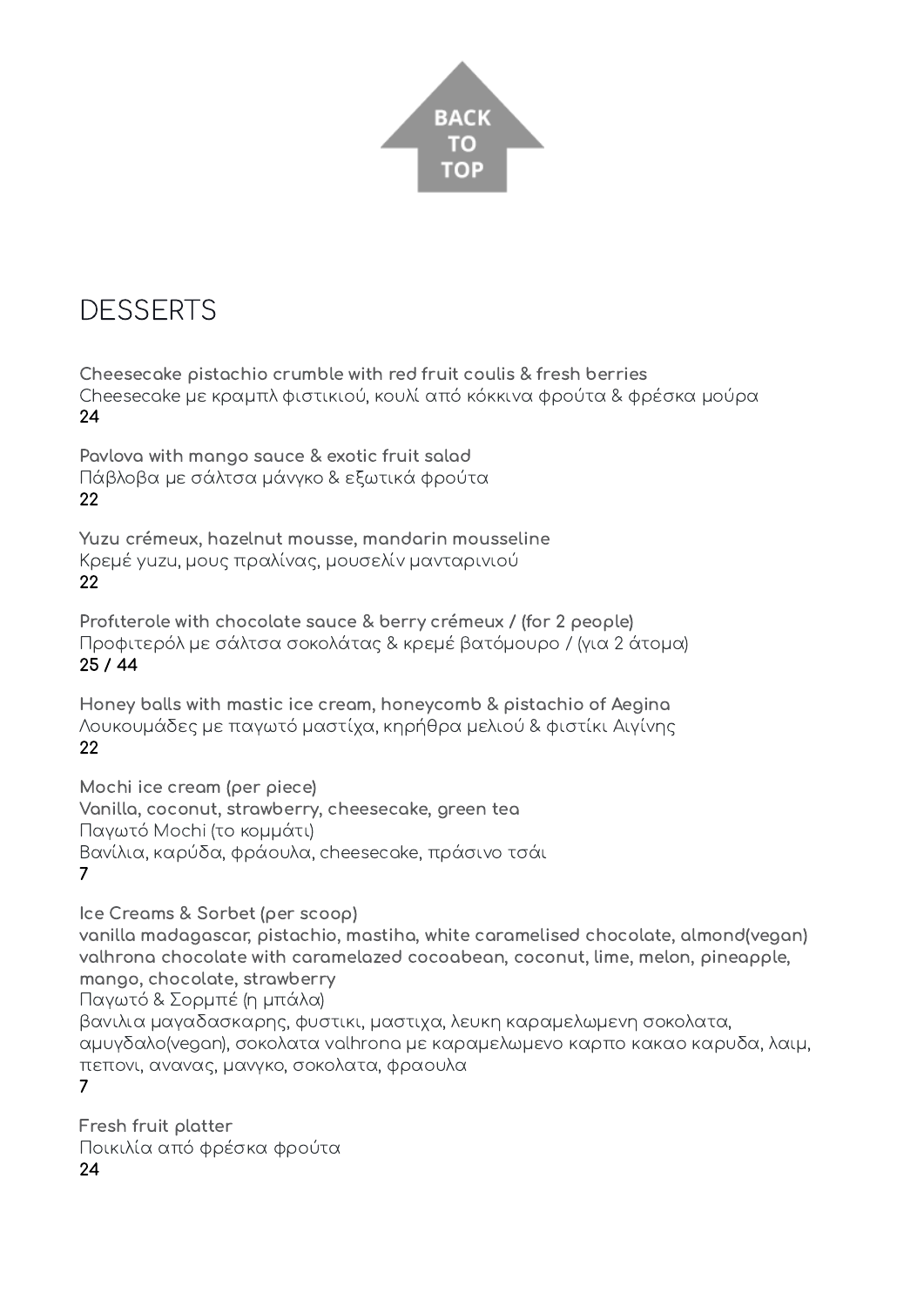BACK TO TOP

# DESSERTS

**Cheesecake pistachio crumble with red fruit coulis & fresh berries**
Cheesecake με κραμπλ φιστικιού, κουλί από κόκκινα φρούτα & φρέσκα μούρα
**24**

**Pavlova with mango sauce & exotic fruit salad**
Πάβλοβα με σάλτσα μάνγκο & εξωτικά φρούτα
**22**

**Yuzu crémeux, hazelnut mousse, mandarin mousseline**
Κρεμέ yuzu, μους πραλίνας, μουσελίν μανταρινιού
**22**

**Profiterole with chocolate sauce & berry crémeux / (for 2 people)**
Προφιτερόλ με σάλτσα σοκολάτας & κρεμέ βατόμουρο / (για 2 άτομα)
**25 / 44**

**Honey balls with mastic ice cream, honeycomb & pistachio of Aegina**
Λουκουμάδες με παγωτό μαστίχα, κηρήθρα μελιού & φιστίκι Αιγίνης
**22**

**Mochi ice cream (per piece)**
**Vanilla, coconut, strawberry, cheesecake, green tea**
Παγωτό Mochi (το κομμάτι)
Βανίλια, καρύδα, φράουλα, cheesecake, πράσινο τσάι
**7**

**Ice Creams & Sorbet (per scoop)**
**vanilla madagascar, pistachio, mastiha, white caramelised chocolate, almond(vegan) valhrona chocolate with caramelazed cocoabean, coconut, lime, melon, pineapple, mango, chocolate, strawberry**
Παγωτό & Σορμπέ (η μπάλα)
βανιλια μαγαδασκαρης, φυστικι, μαστιχα, λευκη καραμελωμενη σοκολατα, αμυγδαλο(vegan), σοκολατα valhrona με καραμελωμενο καρπο κακαο καρυδα, λαιμ, πεπονι, ανανας, μανγκο, σοκολατα, φραουλα
**7**

**Fresh fruit platter**
Ποικιλία από φρέσκα φρούτα
**24**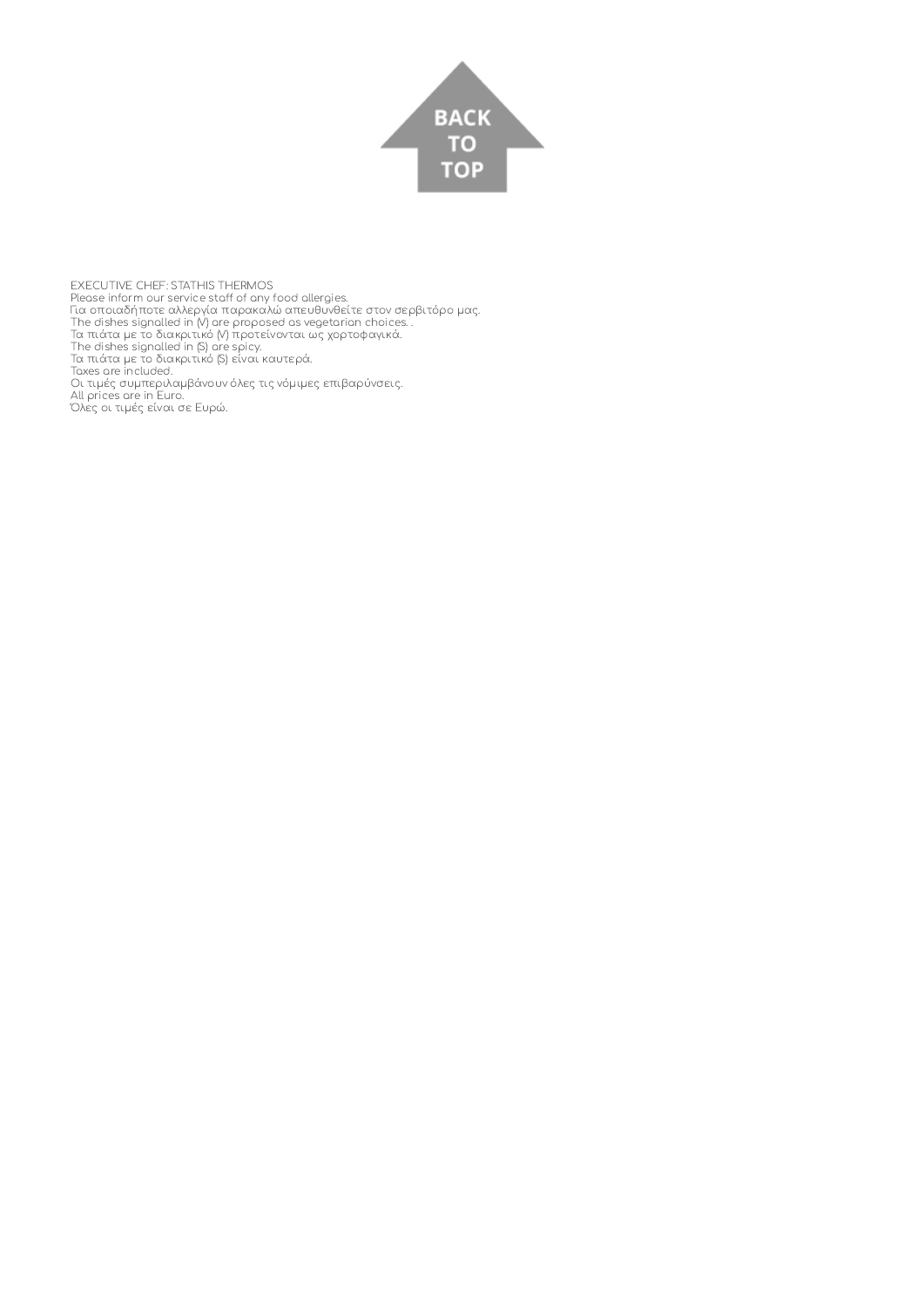BACK TO TOP

EXECUTIVE CHEF: STATHIS THERMOS
Please inform our service staff of any food allergies.
Για οποιαδήποτε αλλεργία παρακαλώ απευθυνθείτε στον σερβιτόρο μας.
The dishes signalled in (V) are proposed as vegetarian choices. .
Τα πιάτα με το διακριτικό (V) προτείνονται ως χορτοφαγικά.
The dishes signalled in (S) are spicy.
Τα πιάτα με το διακριτικό (S) είναι καυτερά.
Taxes are included.
Οι τιμές συμπεριλαμβάνουν όλες τις νόμιμες επιβαρύνσεις.
All prices are in Euro.
Όλες οι τιμές είναι σε Ευρώ.